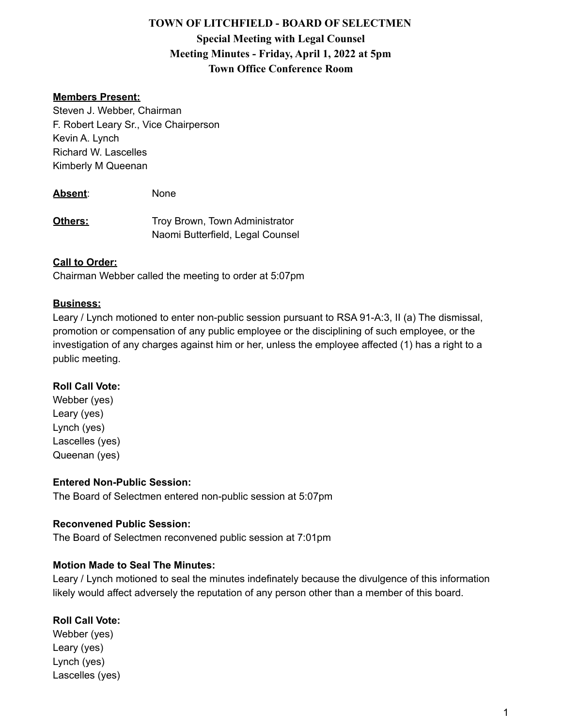# TOWN OF LITCHFIELD - BOARD OF SELECTMEN

## Special Meeting with Legal Counsel

## Meeting Minutes - Friday, April 1, 2022 at 5pm

## Town Office Conference Room

**Members Present:**

Steven J. Webber, Chairman
F. Robert Leary Sr., Vice Chairperson
Kevin A. Lynch
Richard W. Lascelles
Kimberly M Queenan

**Absent**: None

**Others:** Troy Brown, Town Administrator
Naomi Butterfield, Legal Counsel

**Call to Order:**

Chairman Webber called the meeting to order at 5:07pm

**Business:**

Leary / Lynch motioned to enter non-public session pursuant to RSA 91-A:3, II (a) The dismissal, promotion or compensation of any public employee or the disciplining of such employee, or the investigation of any charges against him or her, unless the employee affected (1) has a right to a public meeting.

**Roll Call Vote:**

Webber (yes)
Leary (yes)
Lynch (yes)
Lascelles (yes)
Queenan (yes)

**Entered Non-Public Session:**

The Board of Selectmen entered non-public session at 5:07pm

**Reconvened Public Session:**

The Board of Selectmen reconvened public session at 7:01pm

**Motion Made to Seal The Minutes:**

Leary / Lynch motioned to seal the minutes indefinately because the divulgence of this information likely would affect adversely the reputation of any person other than a member of this board.

**Roll Call Vote:**

Webber (yes)
Leary (yes)
Lynch (yes)
Lascelles (yes)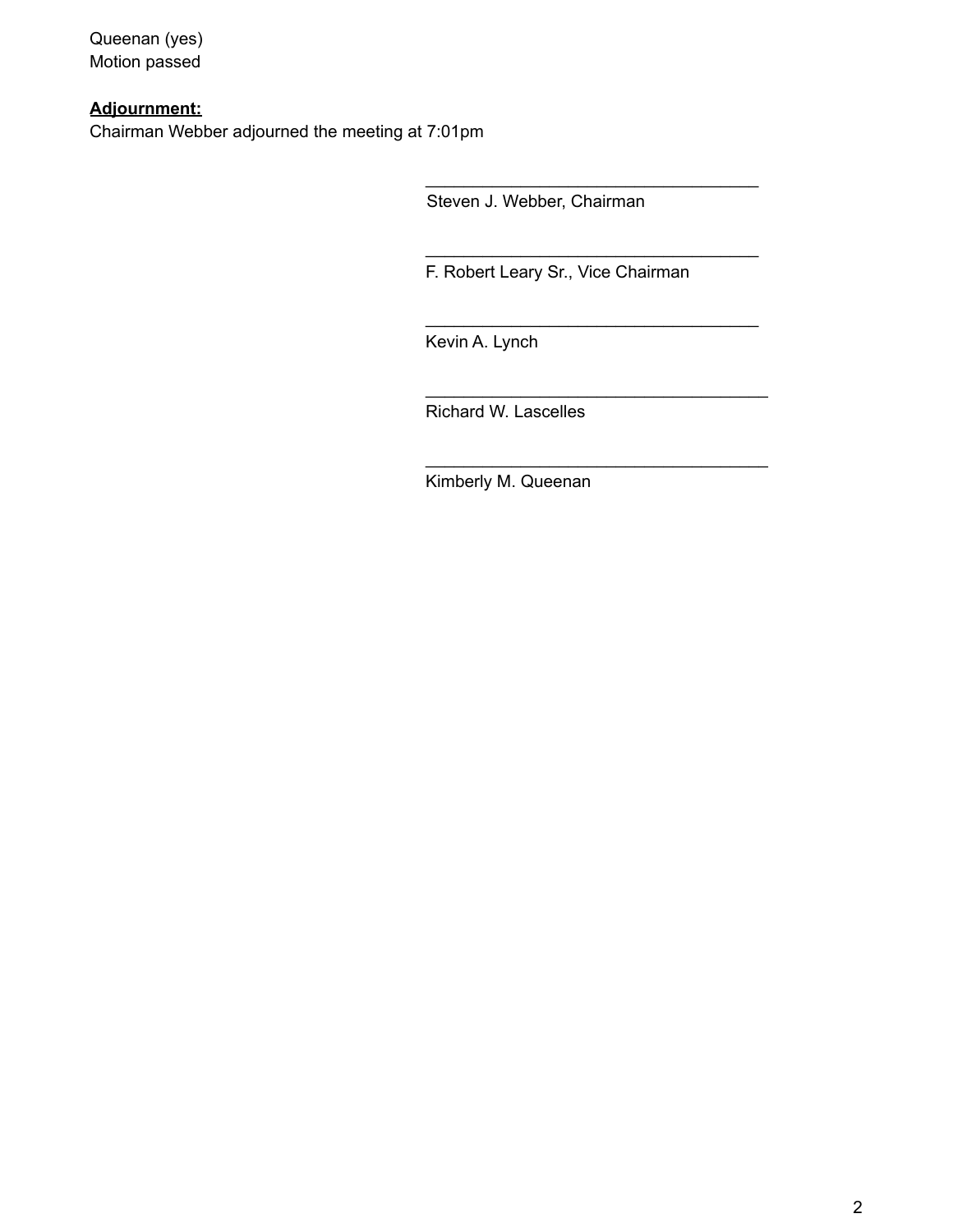Queenan (yes)
Motion passed

**Adjournment:**
Chairman Webber adjourned the meeting at 7:01pm

\_\_\_\_\_\_\_\_\_\_\_\_\_\_\_\_\_\_\_\_\_\_\_\_\_\_\_\_\_\_\_\_\_\_\_
Steven J. Webber, Chairman

\_\_\_\_\_\_\_\_\_\_\_\_\_\_\_\_\_\_\_\_\_\_\_\_\_\_\_\_\_\_\_\_\_\_\_
F. Robert Leary Sr., Vice Chairman

\_\_\_\_\_\_\_\_\_\_\_\_\_\_\_\_\_\_\_\_\_\_\_\_\_\_\_\_\_\_\_\_\_\_\_
Kevin A. Lynch

\_\_\_\_\_\_\_\_\_\_\_\_\_\_\_\_\_\_\_\_\_\_\_\_\_\_\_\_\_\_\_\_\_\_\_\_
Richard W. Lascelles

\_\_\_\_\_\_\_\_\_\_\_\_\_\_\_\_\_\_\_\_\_\_\_\_\_\_\_\_\_\_\_\_\_\_\_\_
Kimberly M. Queenan